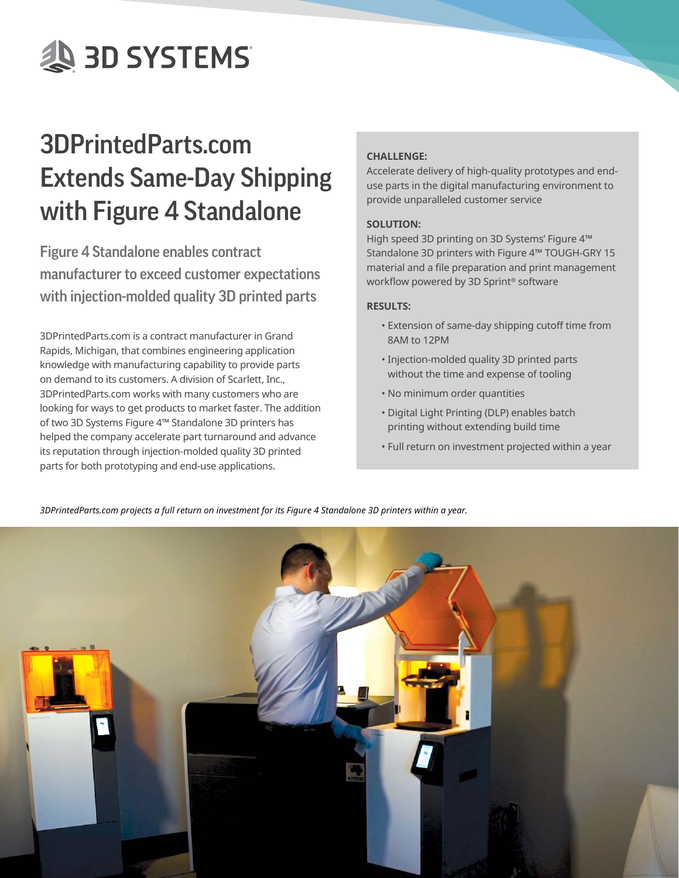# 3DPrintedParts.com Extends Same-Day Shipping with Figure 4 Standalone

## Figure 4 Standalone enables contract manufacturer to exceed customer expectations with injection-molded quality 3D printed parts

3DPrintedParts.com is a contract manufacturer in Grand Rapids, Michigan, that combines engineering application knowledge with manufacturing capability to provide parts on demand to its customers. A division of Scarlett, Inc., 3DPrintedParts.com works with many customers who are looking for ways to get products to market faster. The addition of two 3D Systems Figure 4™ Standalone 3D printers has helped the company accelerate part turnaround and advance its reputation through injection-molded quality 3D printed parts for both prototyping and end-use applications.

**CHALLENGE:**
Accelerate delivery of high-quality prototypes and end-use parts in the digital manufacturing environment to provide unparalleled customer service

**SOLUTION:**
High speed 3D printing on 3D Systems' Figure 4™ Standalone 3D printers with Figure 4™ TOUGH-GRY 15 material and a file preparation and print management workflow powered by 3D Sprint® software

**RESULTS:**

- Extension of same-day shipping cutoff time from 8AM to 12PM
- Injection-molded quality 3D printed parts without the time and expense of tooling
- No minimum order quantities
- Digital Light Printing (DLP) enables batch printing without extending build time
- Full return on investment projected within a year

*3DPrintedParts.com projects a full return on investment for its Figure 4 Standalone 3D printers within a year.*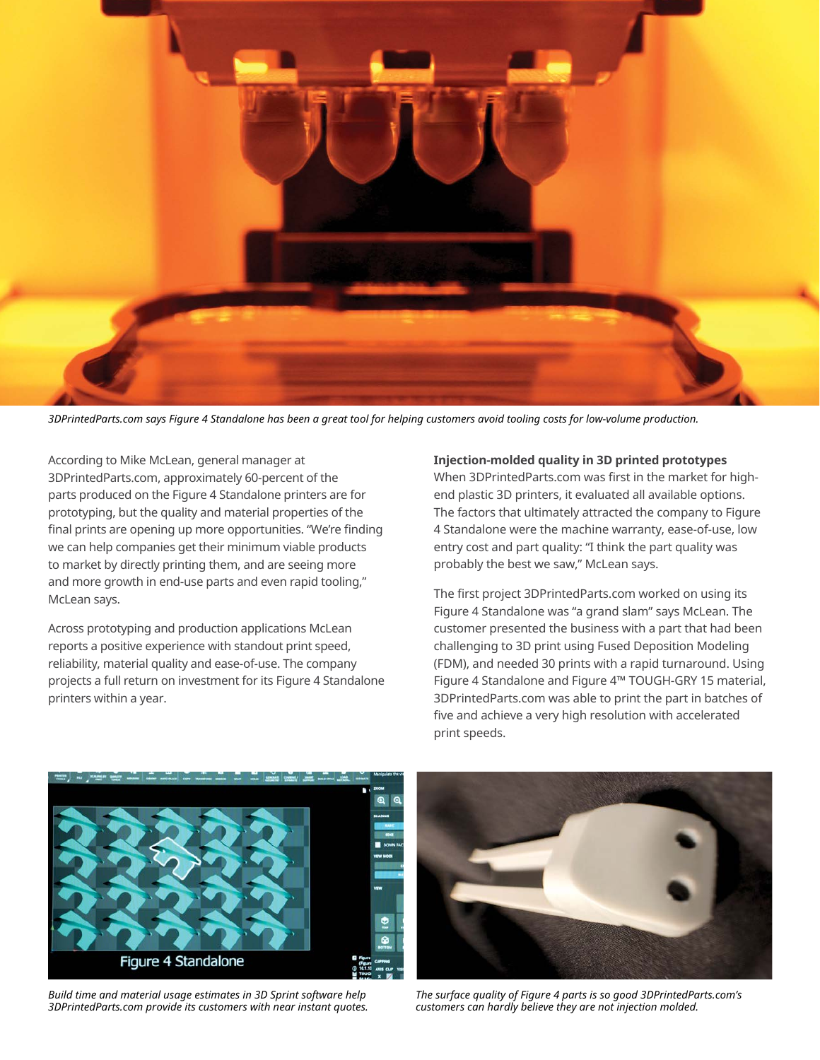*3DPrintedParts.com says Figure 4 Standalone has been a great tool for helping customers avoid tooling costs for low-volume production.*

According to Mike McLean, general manager at 3DPrintedParts.com, approximately 60-percent of the parts produced on the Figure 4 Standalone printers are for prototyping, but the quality and material properties of the final prints are opening up more opportunities. "We're finding we can help companies get their minimum viable products to market by directly printing them, and are seeing more and more growth in end-use parts and even rapid tooling," McLean says.

Across prototyping and production applications McLean reports a positive experience with standout print speed, reliability, material quality and ease-of-use. The company projects a full return on investment for its Figure 4 Standalone printers within a year.

**Injection-molded quality in 3D printed prototypes**

When 3DPrintedParts.com was first in the market for high-end plastic 3D printers, it evaluated all available options. The factors that ultimately attracted the company to Figure 4 Standalone were the machine warranty, ease-of-use, low entry cost and part quality: "I think the part quality was probably the best we saw," McLean says.

The first project 3DPrintedParts.com worked on using its Figure 4 Standalone was "a grand slam" says McLean. The customer presented the business with a part that had been challenging to 3D print using Fused Deposition Modeling (FDM), and needed 30 prints with a rapid turnaround. Using Figure 4 Standalone and Figure 4™ TOUGH-GRY 15 material, 3DPrintedParts.com was able to print the part in batches of five and achieve a very high resolution with accelerated print speeds.

*Build time and material usage estimates in 3D Sprint software help 3DPrintedParts.com provide its customers with near instant quotes.*

*The surface quality of Figure 4 parts is so good 3DPrintedParts.com's customers can hardly believe they are not injection molded.*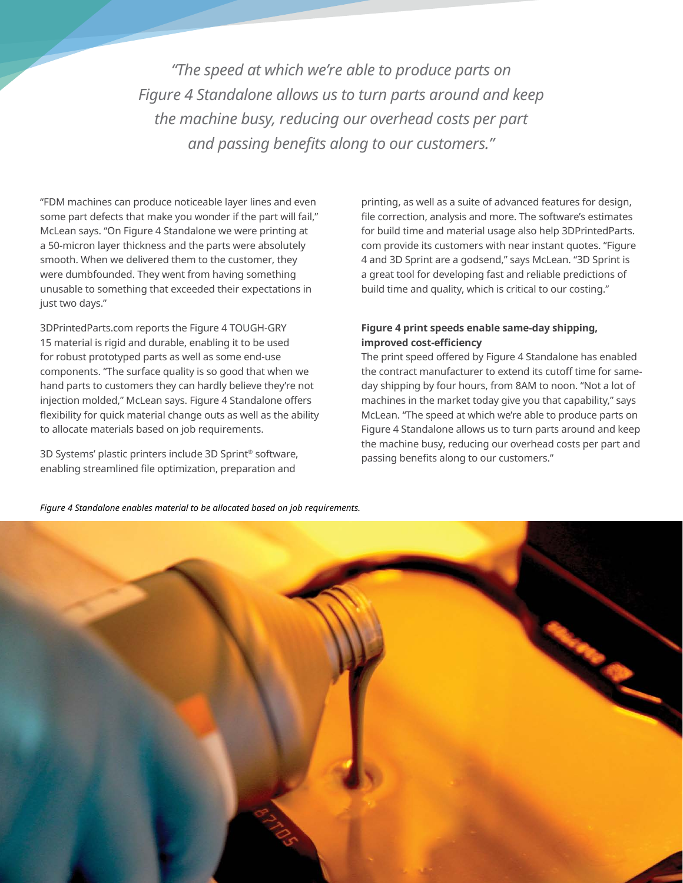*"The speed at which we're able to produce parts on Figure 4 Standalone allows us to turn parts around and keep the machine busy, reducing our overhead costs per part and passing benefits along to our customers."*

"FDM machines can produce noticeable layer lines and even some part defects that make you wonder if the part will fail," McLean says. "On Figure 4 Standalone we were printing at a 50-micron layer thickness and the parts were absolutely smooth. When we delivered them to the customer, they were dumbfounded. They went from having something unusable to something that exceeded their expectations in just two days."

3DPrintedParts.com reports the Figure 4 TOUGH-GRY 15 material is rigid and durable, enabling it to be used for robust prototyped parts as well as some end-use components. "The surface quality is so good that when we hand parts to customers they can hardly believe they're not injection molded," McLean says. Figure 4 Standalone offers flexibility for quick material change outs as well as the ability to allocate materials based on job requirements.

3D Systems' plastic printers include 3D Sprint® software, enabling streamlined file optimization, preparation and printing, as well as a suite of advanced features for design, file correction, analysis and more. The software's estimates for build time and material usage also help 3DPrintedParts.com provide its customers with near instant quotes. "Figure 4 and 3D Sprint are a godsend," says McLean. "3D Sprint is a great tool for developing fast and reliable predictions of build time and quality, which is critical to our costing."

### Figure 4 print speeds enable same-day shipping, improved cost-efficiency

The print speed offered by Figure 4 Standalone has enabled the contract manufacturer to extend its cutoff time for same-day shipping by four hours, from 8AM to noon. "Not a lot of machines in the market today give you that capability," says McLean. "The speed at which we're able to produce parts on Figure 4 Standalone allows us to turn parts around and keep the machine busy, reducing our overhead costs per part and passing benefits along to our customers."

*Figure 4 Standalone enables material to be allocated based on job requirements.*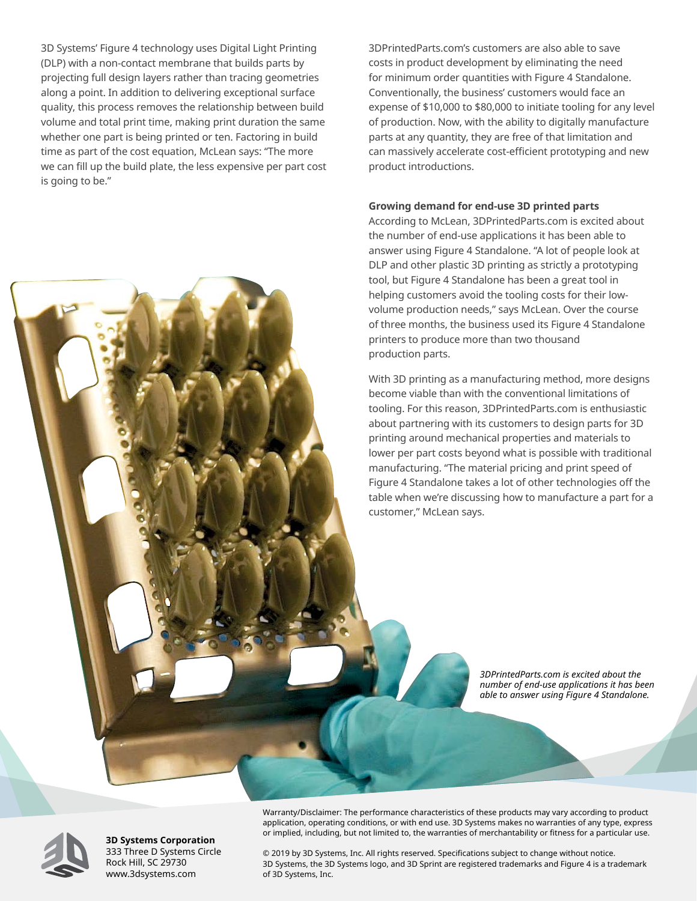3D Systems' Figure 4 technology uses Digital Light Printing (DLP) with a non-contact membrane that builds parts by projecting full design layers rather than tracing geometries along a point. In addition to delivering exceptional surface quality, this process removes the relationship between build volume and total print time, making print duration the same whether one part is being printed or ten. Factoring in build time as part of the cost equation, McLean says: "The more we can fill up the build plate, the less expensive per part cost is going to be."

3DPrintedParts.com's customers are also able to save costs in product development by eliminating the need for minimum order quantities with Figure 4 Standalone. Conventionally, the business' customers would face an expense of $10,000 to $80,000 to initiate tooling for any level of production. Now, with the ability to digitally manufacture parts at any quantity, they are free of that limitation and can massively accelerate cost-efficient prototyping and new product introductions.

**Growing demand for end-use 3D printed parts**

According to McLean, 3DPrintedParts.com is excited about the number of end-use applications it has been able to answer using Figure 4 Standalone. "A lot of people look at DLP and other plastic 3D printing as strictly a prototyping tool, but Figure 4 Standalone has been a great tool in helping customers avoid the tooling costs for their low-volume production needs," says McLean. Over the course of three months, the business used its Figure 4 Standalone printers to produce more than two thousand production parts.

With 3D printing as a manufacturing method, more designs become viable than with the conventional limitations of tooling. For this reason, 3DPrintedParts.com is enthusiastic about partnering with its customers to design parts for 3D printing around mechanical properties and materials to lower per part costs beyond what is possible with traditional manufacturing. "The material pricing and print speed of Figure 4 Standalone takes a lot of other technologies off the table when we're discussing how to manufacture a part for a customer," McLean says.

*3DPrintedParts.com is excited about the number of end-use applications it has been able to answer using Figure 4 Standalone.*

**3D Systems Corporation**
333 Three D Systems Circle
Rock Hill, SC 29730
www.3dsystems.com

Warranty/Disclaimer: The performance characteristics of these products may vary according to product application, operating conditions, or with end use. 3D Systems makes no warranties of any type, express or implied, including, but not limited to, the warranties of merchantability or fitness for a particular use.

© 2019 by 3D Systems, Inc. All rights reserved. Specifications subject to change without notice. 3D Systems, the 3D Systems logo, and 3D Sprint are registered trademarks and Figure 4 is a trademark of 3D Systems, Inc.